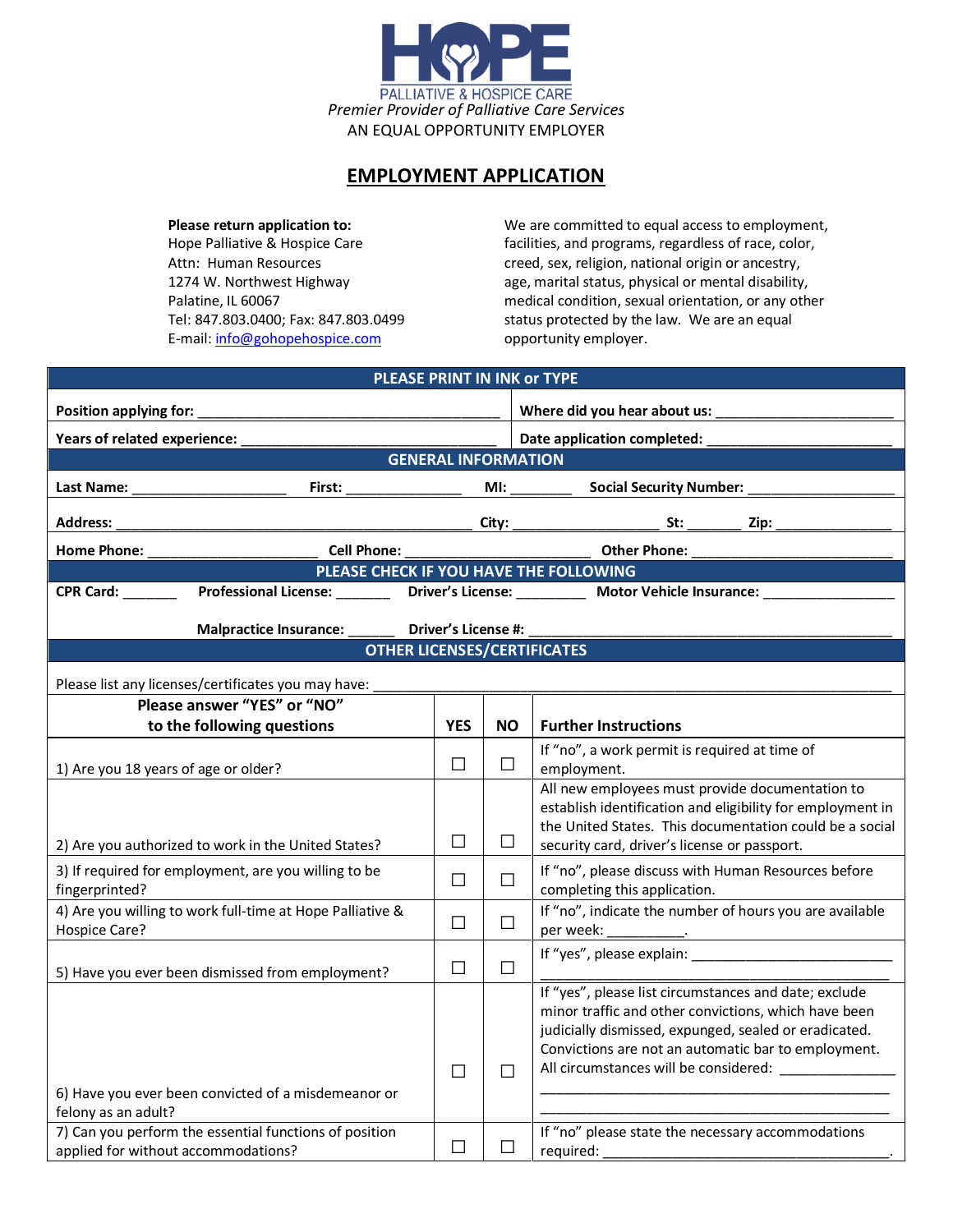# HOPE

PALLIATIVE & HOSPICE CARE

*Premier Provider of Palliative Care Services*

AN EQUAL OPPORTUNITY EMPLOYER

## EMPLOYMENT APPLICATION

**Please return application to:**
Hope Palliative & Hospice Care
Attn: Human Resources
1274 W. Northwest Highway
Palatine, IL 60067
Tel: 847.803.0400; Fax: 847.803.0499
E-mail: info@gohopehospice.com

We are committed to equal access to employment, facilities, and programs, regardless of race, color, creed, sex, religion, national origin or ancestry, age, marital status, physical or mental disability, medical condition, sexual orientation, or any other status protected by the law. We are an equal opportunity employer.

**PLEASE PRINT IN INK or TYPE**

**Position applying for:** ______________________ **Where did you hear about us:** ______________________

**Years of related experience:** ______________________ **Date application completed:** ______________________

**GENERAL INFORMATION**

**Last Name:** ______________ **First:** ____________ **MI:** ______ **Social Security Number:** ______________

**Address:** ______________________________ **City:** ______________ **St:** ______ **Zip:** ____________

**Home Phone:** ________________ **Cell Phone:** ________________ **Other Phone:** ________________

**PLEASE CHECK IF YOU HAVE THE FOLLOWING**

**CPR Card:** ______ **Professional License:** ______ **Driver's License:** ______ **Motor Vehicle Insurance:** ____________

**Malpractice Insurance:** ______ **Driver's License #:** ______________________________

**OTHER LICENSES/CERTIFICATES**

Please list any licenses/certificates you may have: ______________________________________________

| Please answer "YES" or "NO" to the following questions | YES | NO | Further Instructions |
|---|---|---|---|
| 1) Are you 18 years of age or older? | ☐ | ☐ | If "no", a work permit is required at time of employment. |
| 2) Are you authorized to work in the United States? | ☐ | ☐ | All new employees must provide documentation to establish identification and eligibility for employment in the United States. This documentation could be a social security card, driver's license or passport. |
| 3) If required for employment, are you willing to be fingerprinted? | ☐ | ☐ | If "no", please discuss with Human Resources before completing this application. |
| 4) Are you willing to work full-time at Hope Palliative & Hospice Care? | ☐ | ☐ | If "no", indicate the number of hours you are available per week: __________. |
| 5) Have you ever been dismissed from employment? | ☐ | ☐ | If "yes", please explain: ________________________ ______________________________ |
| 6) Have you ever been convicted of a misdemeanor or felony as an adult? | ☐ | ☐ | If "yes", please list circumstances and date; exclude minor traffic and other convictions, which have been judicially dismissed, expunged, sealed or eradicated. Convictions are not an automatic bar to employment. All circumstances will be considered: ______________ ______________________________ ______________________________ |
| 7) Can you perform the essential functions of position applied for without accommodations? | ☐ | ☐ | If "no" please state the necessary accommodations required: ______________________________. |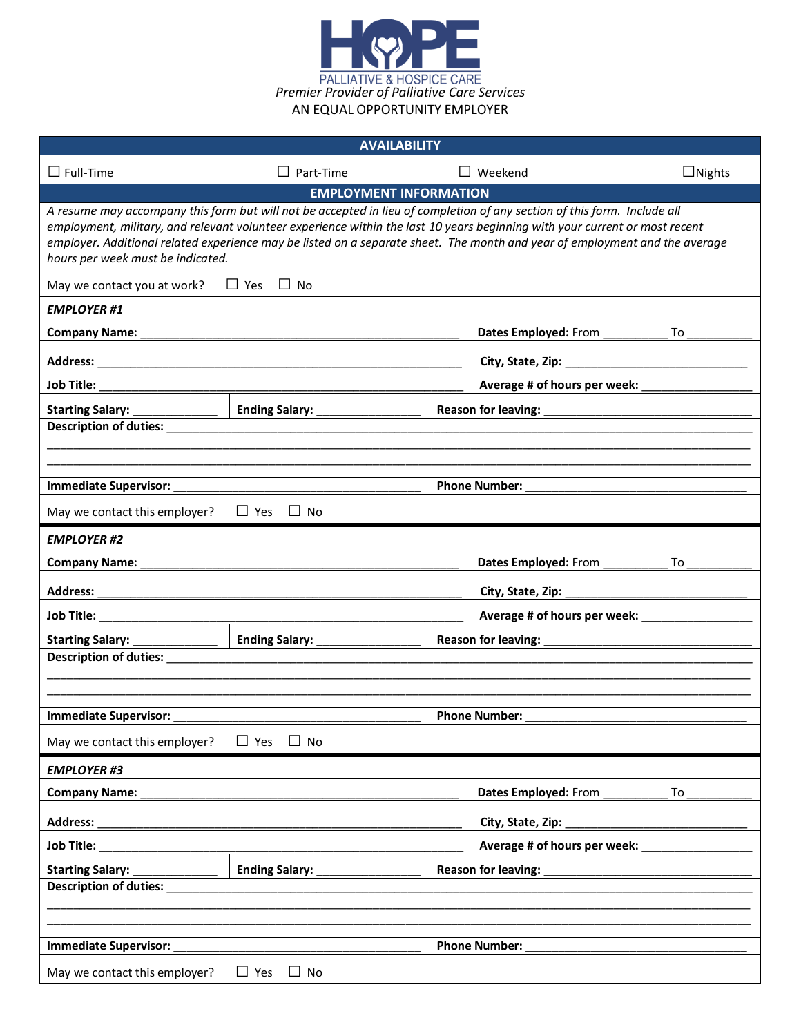# HOPE

PALLIATIVE & HOSPICE CARE

*Premier Provider of Palliative Care Services*

AN EQUAL OPPORTUNITY EMPLOYER

## AVAILABILITY

☐ Full-Time ☐ Part-Time ☐ Weekend ☐Nights

## EMPLOYMENT INFORMATION

*A resume may accompany this form but will not be accepted in lieu of completion of any section of this form. Include all employment, military, and relevant volunteer experience within the last 10 years beginning with your current or most recent employer. Additional related experience may be listed on a separate sheet. The month and year of employment and the average hours per week must be indicated.*

May we contact you at work? ☐ Yes ☐ No

### *EMPLOYER #1*

**Company Name:** ______________________________ **Dates Employed:** From __________ To __________

**Address:** ______________________________ **City, State, Zip:** ______________________________

**Job Title:** ______________________________ **Average # of hours per week:** ____________________

**Starting Salary:** ______________ **Ending Salary:** ________________ **Reason for leaving:** ______________________________

**Description of duties:** ________________________________________________________________

________________________________________________________________

________________________________________________________________

**Immediate Supervisor:** ______________________________ **Phone Number:** ______________________________

May we contact this employer? ☐ Yes ☐ No

### *EMPLOYER #2*

**Company Name:** ______________________________ **Dates Employed:** From __________ To __________

**Address:** ______________________________ **City, State, Zip:** ______________________________

**Job Title:** ______________________________ **Average # of hours per week:** ____________________

**Starting Salary:** ______________ **Ending Salary:** ________________ **Reason for leaving:** ______________________________

**Description of duties:** ________________________________________________________________

________________________________________________________________

________________________________________________________________

**Immediate Supervisor:** ______________________________ **Phone Number:** ______________________________

May we contact this employer? ☐ Yes ☐ No

### *EMPLOYER #3*

**Company Name:** ______________________________ **Dates Employed:** From __________ To __________

**Address:** ______________________________ **City, State, Zip:** ______________________________

**Job Title:** ______________________________ **Average # of hours per week:** ____________________

**Starting Salary:** ______________ **Ending Salary:** ________________ **Reason for leaving:** ______________________________

**Description of duties:** ________________________________________________________________

________________________________________________________________

________________________________________________________________

**Immediate Supervisor:** ______________________________ **Phone Number:** ______________________________

May we contact this employer? ☐ Yes ☐ No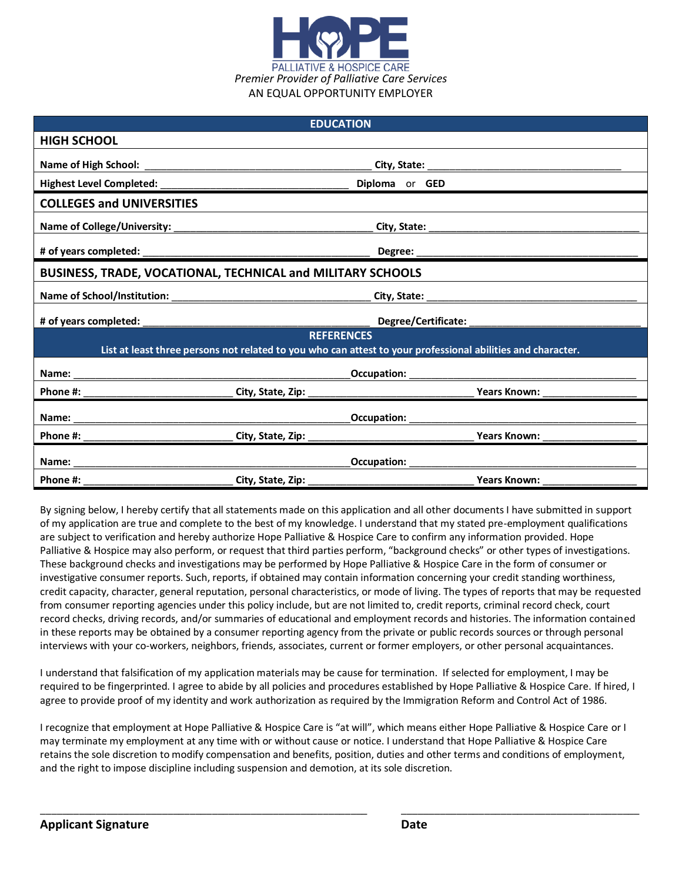# HOPE

PALLIATIVE & HOSPICE CARE

*Premier Provider of Palliative Care Services*

AN EQUAL OPPORTUNITY EMPLOYER

## EDUCATION

### HIGH SCHOOL

**Name of High School:** ______________________________ **City, State:** ______________________________

**Highest Level Completed:** ______________________________ **Diploma** or **GED**

### COLLEGES and UNIVERSITIES

**Name of College/University:** ______________________________ **City, State:** ______________________________

**# of years completed:** ______________________________ **Degree:** ______________________________

### BUSINESS, TRADE, VOCATIONAL, TECHNICAL and MILITARY SCHOOLS

**Name of School/Institution:** ______________________________ **City, State:** ______________________________

**# of years completed:** ______________________________ **Degree/Certificate:** ______________________________

## REFERENCES

**List at least three persons not related to you who can attest to your professional abilities and character.**

**Name:** ______________________________ **Occupation:** ______________________________

**Phone #:** ____________________ **City, State, Zip:** ____________________ **Years Known:** ____________

**Name:** ______________________________ **Occupation:** ______________________________

**Phone #:** ____________________ **City, State, Zip:** ____________________ **Years Known:** ____________

**Name:** ______________________________ **Occupation:** ______________________________

**Phone #:** ____________________ **City, State, Zip:** ____________________ **Years Known:** ____________

By signing below, I hereby certify that all statements made on this application and all other documents I have submitted in support of my application are true and complete to the best of my knowledge. I understand that my stated pre-employment qualifications are subject to verification and hereby authorize Hope Palliative & Hospice Care to confirm any information provided. Hope Palliative & Hospice may also perform, or request that third parties perform, "background checks" or other types of investigations. These background checks and investigations may be performed by Hope Palliative & Hospice Care in the form of consumer or investigative consumer reports. Such, reports, if obtained may contain information concerning your credit standing worthiness, credit capacity, character, general reputation, personal characteristics, or mode of living. The types of reports that may be requested from consumer reporting agencies under this policy include, but are not limited to, credit reports, criminal record check, court record checks, driving records, and/or summaries of educational and employment records and histories. The information contained in these reports may be obtained by a consumer reporting agency from the private or public records sources or through personal interviews with your co-workers, neighbors, friends, associates, current or former employers, or other personal acquaintances.

I understand that falsification of my application materials may be cause for termination. If selected for employment, I may be required to be fingerprinted. I agree to abide by all policies and procedures established by Hope Palliative & Hospice Care. If hired, I agree to provide proof of my identity and work authorization as required by the Immigration Reform and Control Act of 1986.

I recognize that employment at Hope Palliative & Hospice Care is "at will", which means either Hope Palliative & Hospice Care or I may terminate my employment at any time with or without cause or notice. I understand that Hope Palliative & Hospice Care retains the sole discretion to modify compensation and benefits, position, duties and other terms and conditions of employment, and the right to impose discipline including suspension and demotion, at its sole discretion.

______________________________ ______________________________

**Applicant Signature** **Date**